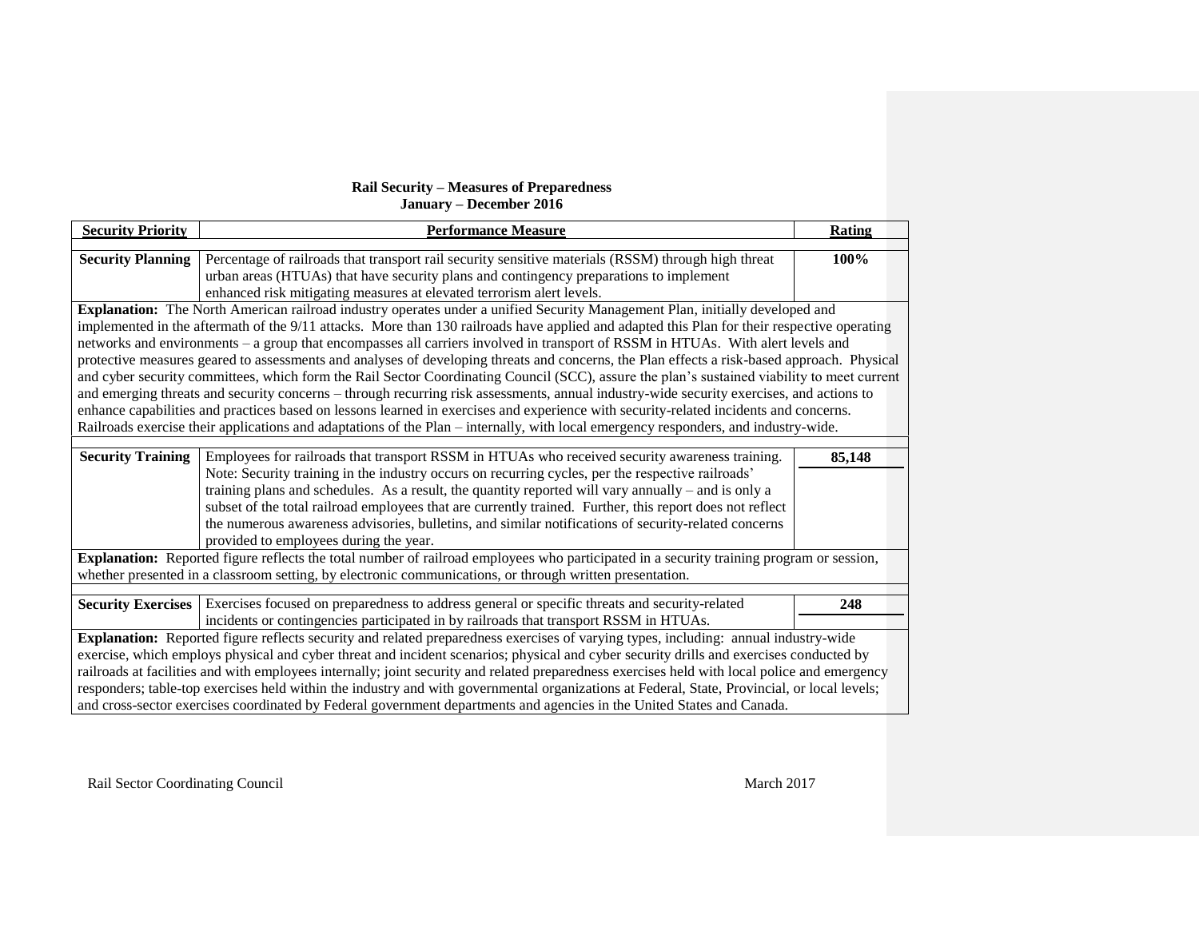**Rail Security – Measures of Preparedness**
**January – December 2016**

| Security Priority | Performance Measure | Rating |
|---|---|---|
| **Security Planning** | Percentage of railroads that transport rail security sensitive materials (RSSM) through high threat urban areas (HTUAs) that have security plans and contingency preparations to implement enhanced risk mitigating measures at elevated terrorism alert levels. | **100%** |
| **Explanation:** The North American railroad industry operates under a unified Security Management Plan, initially developed and implemented in the aftermath of the 9/11 attacks. More than 130 railroads have applied and adapted this Plan for their respective operating networks and environments – a group that encompasses all carriers involved in transport of RSSM in HTUAs. With alert levels and protective measures geared to assessments and analyses of developing threats and concerns, the Plan effects a risk-based approach. Physical and cyber security committees, which form the Rail Sector Coordinating Council (SCC), assure the plan's sustained viability to meet current and emerging threats and security concerns – through recurring risk assessments, annual industry-wide security exercises, and actions to enhance capabilities and practices based on lessons learned in exercises and experience with security-related incidents and concerns. Railroads exercise their applications and adaptations of the Plan – internally, with local emergency responders, and industry-wide. | | |
| **Security Training** | Employees for railroads that transport RSSM in HTUAs who received security awareness training. Note: Security training in the industry occurs on recurring cycles, per the respective railroads' training plans and schedules. As a result, the quantity reported will vary annually – and is only a subset of the total railroad employees that are currently trained. Further, this report does not reflect the numerous awareness advisories, bulletins, and similar notifications of security-related concerns provided to employees during the year. | **85,148** |
| **Explanation:** Reported figure reflects the total number of railroad employees who participated in a security training program or session, whether presented in a classroom setting, by electronic communications, or through written presentation. | | |
| **Security Exercises** | Exercises focused on preparedness to address general or specific threats and security-related incidents or contingencies participated in by railroads that transport RSSM in HTUAs. | **248** |
| **Explanation:** Reported figure reflects security and related preparedness exercises of varying types, including: annual industry-wide exercise, which employs physical and cyber threat and incident scenarios; physical and cyber security drills and exercises conducted by railroads at facilities and with employees internally; joint security and related preparedness exercises held with local police and emergency responders; table-top exercises held within the industry and with governmental organizations at Federal, State, Provincial, or local levels; and cross-sector exercises coordinated by Federal government departments and agencies in the United States and Canada. | | |

Rail Sector Coordinating Council — March 2017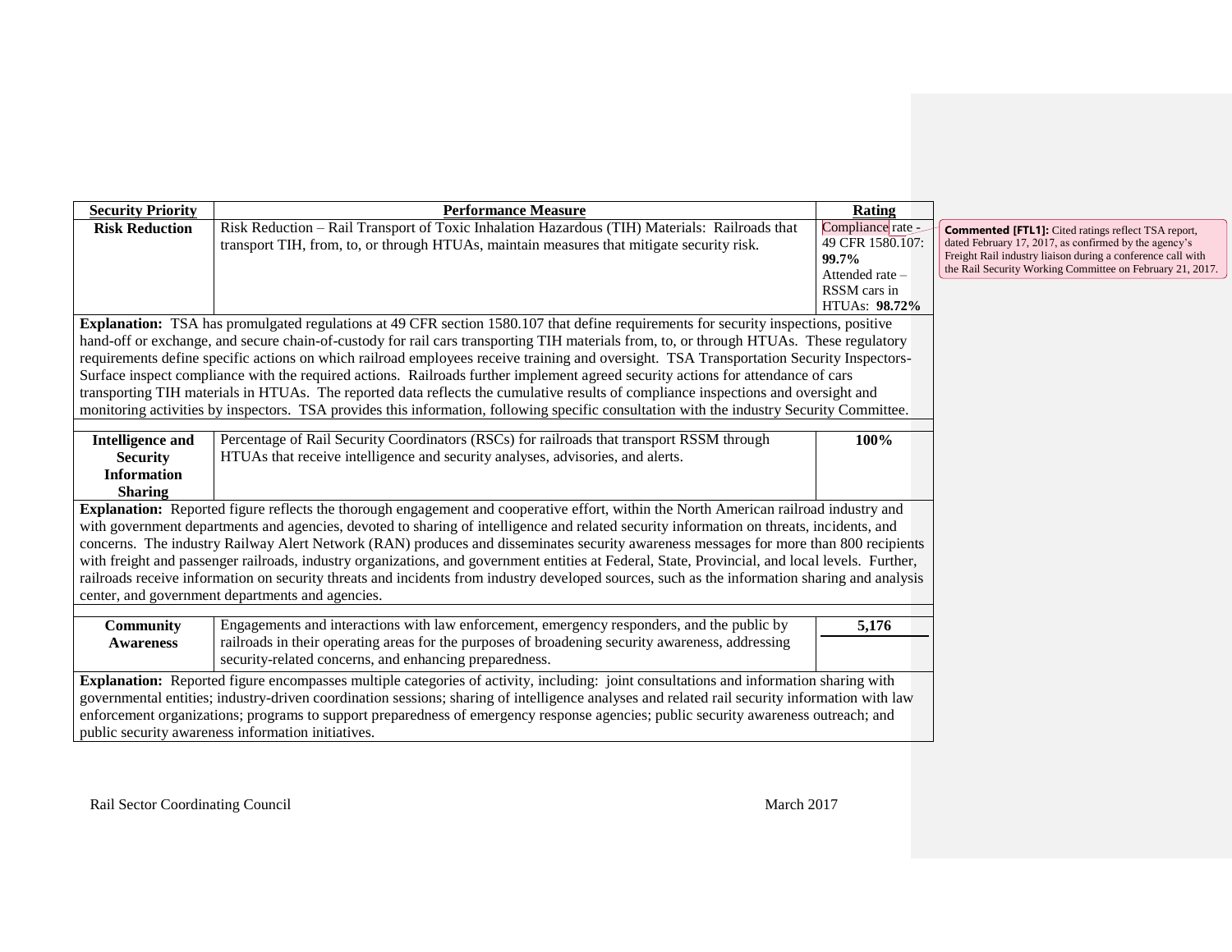| Security Priority | Performance Measure | Rating |
|---|---|---|
| **Risk Reduction** | Risk Reduction – Rail Transport of Toxic Inhalation Hazardous (TIH) Materials: Railroads that transport TIH, from, to, or through HTUAs, maintain measures that mitigate security risk. | Compliance rate - 49 CFR 1580.107: **99.7%** Attended rate – RSSM cars in HTUAs: **98.72%** |
| **Explanation:** TSA has promulgated regulations at 49 CFR section 1580.107 that define requirements for security inspections, positive hand-off or exchange, and secure chain-of-custody for rail cars transporting TIH materials from, to, or through HTUAs. These regulatory requirements define specific actions on which railroad employees receive training and oversight. TSA Transportation Security Inspectors-Surface inspect compliance with the required actions. Railroads further implement agreed security actions for attendance of cars transporting TIH materials in HTUAs. The reported data reflects the cumulative results of compliance inspections and oversight and monitoring activities by inspectors. TSA provides this information, following specific consultation with the industry Security Committee. | | |
| **Intelligence and Security Information Sharing** | Percentage of Rail Security Coordinators (RSCs) for railroads that transport RSSM through HTUAs that receive intelligence and security analyses, advisories, and alerts. | **100%** |
| **Explanation:** Reported figure reflects the thorough engagement and cooperative effort, within the North American railroad industry and with government departments and agencies, devoted to sharing of intelligence and related security information on threats, incidents, and concerns. The industry Railway Alert Network (RAN) produces and disseminates security awareness messages for more than 800 recipients with freight and passenger railroads, industry organizations, and government entities at Federal, State, Provincial, and local levels. Further, railroads receive information on security threats and incidents from industry developed sources, such as the information sharing and analysis center, and government departments and agencies. | | |
| **Community Awareness** | Engagements and interactions with law enforcement, emergency responders, and the public by railroads in their operating areas for the purposes of broadening security awareness, addressing security-related concerns, and enhancing preparedness. | **5,176** |
| **Explanation:** Reported figure encompasses multiple categories of activity, including: joint consultations and information sharing with governmental entities; industry-driven coordination sessions; sharing of intelligence analyses and related rail security information with law enforcement organizations; programs to support preparedness of emergency response agencies; public security awareness outreach; and public security awareness information initiatives. | | |

**Commented [FTL1]:** Cited ratings reflect TSA report, dated February 17, 2017, as confirmed by the agency's Freight Rail industry liaison during a conference call with the Rail Security Working Committee on February 21, 2017.